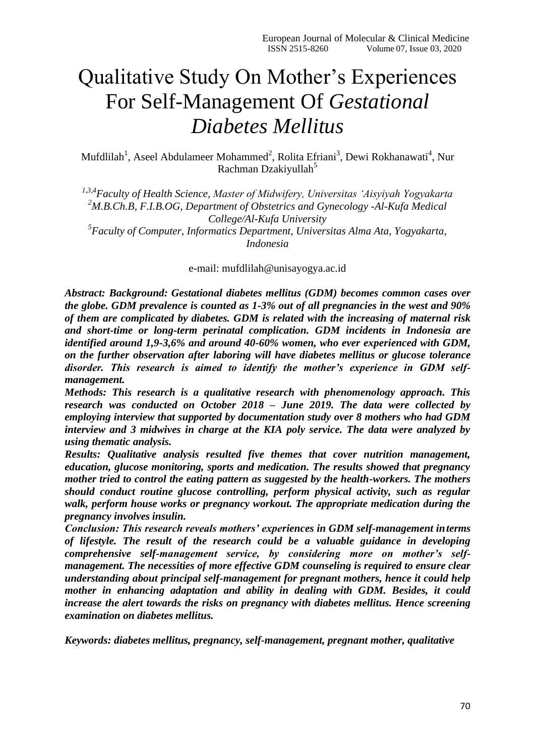# Qualitative Study On Mother's Experiences For Self-Management Of *Gestational Diabetes Mellitus*

Mufdlilah[1], Aseel Abdulameer Mohammed[2], Rolita Efriani[3], Dewi Rokhanawati[4], Nur Rachman Dzakiyullah[5]

*[1,3,4]Faculty of Health Science, Master of Midwifery, Universitas 'Aisyiyah Yogyakarta*
*[2]M.B.Ch.B, F.I.B.OG, Department of Obstetrics and Gynecology -Al-Kufa Medical College/Al-Kufa University*
*[5]Faculty of Computer, Informatics Department, Universitas Alma Ata, Yogyakarta, Indonesia*

e-mail: mufdlilah@unisayogya.ac.id

***Abstract: Background: Gestational diabetes mellitus (GDM) becomes common cases over the globe. GDM prevalence is counted as 1-3% out of all pregnancies in the west and 90% of them are complicated by diabetes. GDM is related with the increasing of maternal risk and short-time or long-term perinatal complication. GDM incidents in Indonesia are identified around 1,9-3,6% and around 40-60% women, who ever experienced with GDM, on the further observation after laboring will have diabetes mellitus or glucose tolerance disorder. This research is aimed to identify the mother's experience in GDM self-management.***

***Methods: This research is a qualitative research with phenomenology approach. This research was conducted on October 2018 – June 2019. The data were collected by employing interview that supported by documentation study over 8 mothers who had GDM interview and 3 midwives in charge at the KIA poly service. The data were analyzed by using thematic analysis.***

***Results: Qualitative analysis resulted five themes that cover nutrition management, education, glucose monitoring, sports and medication. The results showed that pregnancy mother tried to control the eating pattern as suggested by the health-workers. The mothers should conduct routine glucose controlling, perform physical activity, such as regular walk, perform house works or pregnancy workout. The appropriate medication during the pregnancy involves insulin.***

***Conclusion: This research reveals mothers' experiences in GDM self-management in terms of lifestyle. The result of the research could be a valuable guidance in developing comprehensive self-management service, by considering more on mother's self-management. The necessities of more effective GDM counseling is required to ensure clear understanding about principal self-management for pregnant mothers, hence it could help mother in enhancing adaptation and ability in dealing with GDM. Besides, it could increase the alert towards the risks on pregnancy with diabetes mellitus. Hence screening examination on diabetes mellitus.***

***Keywords: diabetes mellitus, pregnancy, self-management, pregnant mother, qualitative***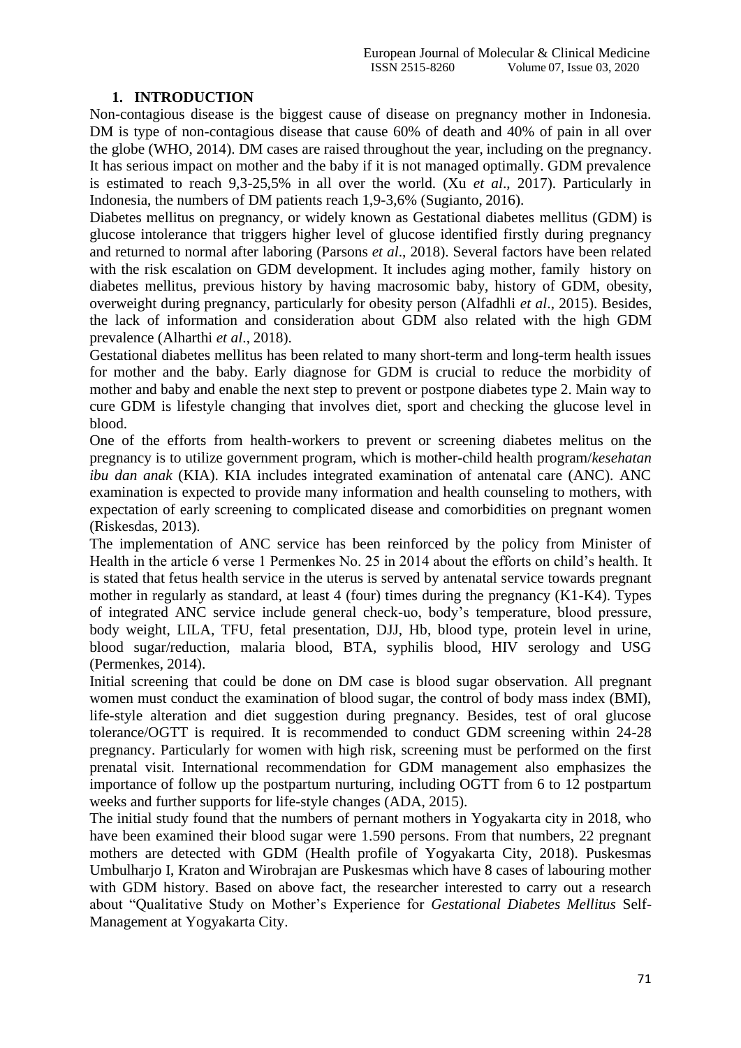## 1. INTRODUCTION

Non-contagious disease is the biggest cause of disease on pregnancy mother in Indonesia. DM is type of non-contagious disease that cause 60% of death and 40% of pain in all over the globe (WHO, 2014). DM cases are raised throughout the year, including on the pregnancy. It has serious impact on mother and the baby if it is not managed optimally. GDM prevalence is estimated to reach 9,3-25,5% in all over the world. (Xu *et al*., 2017). Particularly in Indonesia, the numbers of DM patients reach 1,9-3,6% (Sugianto, 2016).

Diabetes mellitus on pregnancy, or widely known as Gestational diabetes mellitus (GDM) is glucose intolerance that triggers higher level of glucose identified firstly during pregnancy and returned to normal after laboring (Parsons *et al*., 2018). Several factors have been related with the risk escalation on GDM development. It includes aging mother, family history on diabetes mellitus, previous history by having macrosomic baby, history of GDM, obesity, overweight during pregnancy, particularly for obesity person (Alfadhli *et al*., 2015). Besides, the lack of information and consideration about GDM also related with the high GDM prevalence (Alharthi *et al*., 2018).

Gestational diabetes mellitus has been related to many short-term and long-term health issues for mother and the baby. Early diagnose for GDM is crucial to reduce the morbidity of mother and baby and enable the next step to prevent or postpone diabetes type 2. Main way to cure GDM is lifestyle changing that involves diet, sport and checking the glucose level in blood.

One of the efforts from health-workers to prevent or screening diabetes melitus on the pregnancy is to utilize government program, which is mother-child health program/*kesehatan ibu dan anak* (KIA). KIA includes integrated examination of antenatal care (ANC). ANC examination is expected to provide many information and health counseling to mothers, with expectation of early screening to complicated disease and comorbidities on pregnant women (Riskesdas, 2013).

The implementation of ANC service has been reinforced by the policy from Minister of Health in the article 6 verse 1 Permenkes No. 25 in 2014 about the efforts on child's health. It is stated that fetus health service in the uterus is served by antenatal service towards pregnant mother in regularly as standard, at least 4 (four) times during the pregnancy (K1-K4). Types of integrated ANC service include general check-uo, body's temperature, blood pressure, body weight, LILA, TFU, fetal presentation, DJJ, Hb, blood type, protein level in urine, blood sugar/reduction, malaria blood, BTA, syphilis blood, HIV serology and USG (Permenkes, 2014).

Initial screening that could be done on DM case is blood sugar observation. All pregnant women must conduct the examination of blood sugar, the control of body mass index (BMI), life-style alteration and diet suggestion during pregnancy. Besides, test of oral glucose tolerance/OGTT is required. It is recommended to conduct GDM screening within 24-28 pregnancy. Particularly for women with high risk, screening must be performed on the first prenatal visit. International recommendation for GDM management also emphasizes the importance of follow up the postpartum nurturing, including OGTT from 6 to 12 postpartum weeks and further supports for life-style changes (ADA, 2015).

The initial study found that the numbers of pernant mothers in Yogyakarta city in 2018, who have been examined their blood sugar were 1.590 persons. From that numbers, 22 pregnant mothers are detected with GDM (Health profile of Yogyakarta City, 2018). Puskesmas Umbulharjo I, Kraton and Wirobrajan are Puskesmas which have 8 cases of labouring mother with GDM history. Based on above fact, the researcher interested to carry out a research about "Qualitative Study on Mother's Experience for *Gestational Diabetes Mellitus* Self-Management at Yogyakarta City.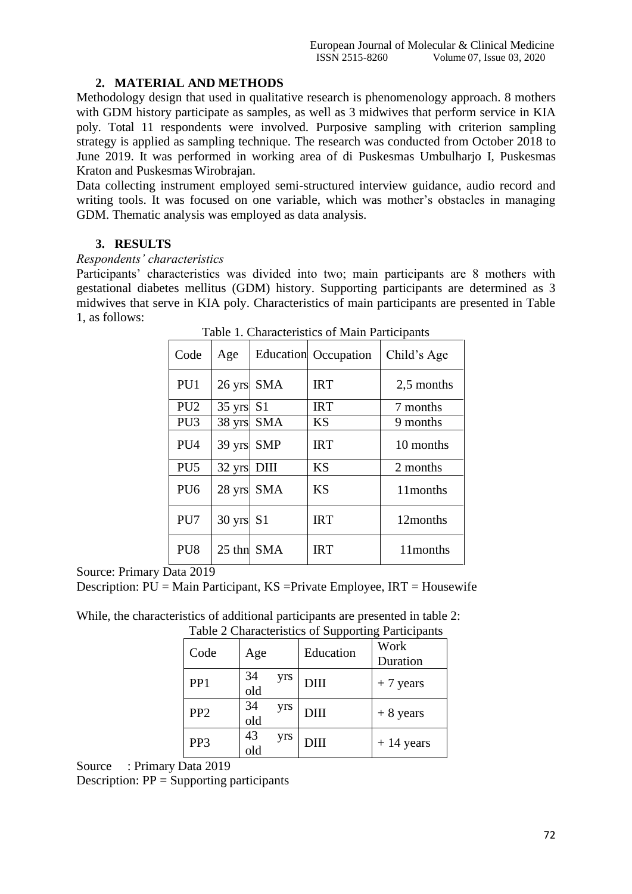## 2. MATERIAL AND METHODS

Methodology design that used in qualitative research is phenomenology approach. 8 mothers with GDM history participate as samples, as well as 3 midwives that perform service in KIA poly. Total 11 respondents were involved. Purposive sampling with criterion sampling strategy is applied as sampling technique. The research was conducted from October 2018 to June 2019. It was performed in working area of di Puskesmas Umbulharjo I, Puskesmas Kraton and Puskesmas Wirobrajan.

Data collecting instrument employed semi-structured interview guidance, audio record and writing tools. It was focused on one variable, which was mother's obstacles in managing GDM. Thematic analysis was employed as data analysis.

## 3. RESULTS

*Respondents' characteristics*

Participants' characteristics was divided into two; main participants are 8 mothers with gestational diabetes mellitus (GDM) history. Supporting participants are determined as 3 midwives that serve in KIA poly. Characteristics of main participants are presented in Table 1, as follows:

Table 1. Characteristics of Main Participants

| Code | Age | Education | Occupation | Child's Age |
|---|---|---|---|---|
| PU1 | 26 yrs | SMA | IRT | 2,5 months |
| PU2 | 35 yrs | S1 | IRT | 7 months |
| PU3 | 38 yrs | SMA | KS | 9 months |
| PU4 | 39 yrs | SMP | IRT | 10 months |
| PU5 | 32 yrs | DIII | KS | 2 months |
| PU6 | 28 yrs | SMA | KS | 11months |
| PU7 | 30 yrs | S1 | IRT | 12months |
| PU8 | 25 thn | SMA | IRT | 11months |

Source: Primary Data 2019

Description: PU = Main Participant, KS =Private Employee, IRT = Housewife

While, the characteristics of additional participants are presented in table 2:

Table 2 Characteristics of Supporting Participants

| Code | Age | Education | Work Duration |
|---|---|---|---|
| PP1 | 34 yrs old | DIII | + 7 years |
| PP2 | 34 yrs old | DIII | + 8 years |
| PP3 | 43 yrs old | DIII | + 14 years |

Source : Primary Data 2019

Description: PP = Supporting participants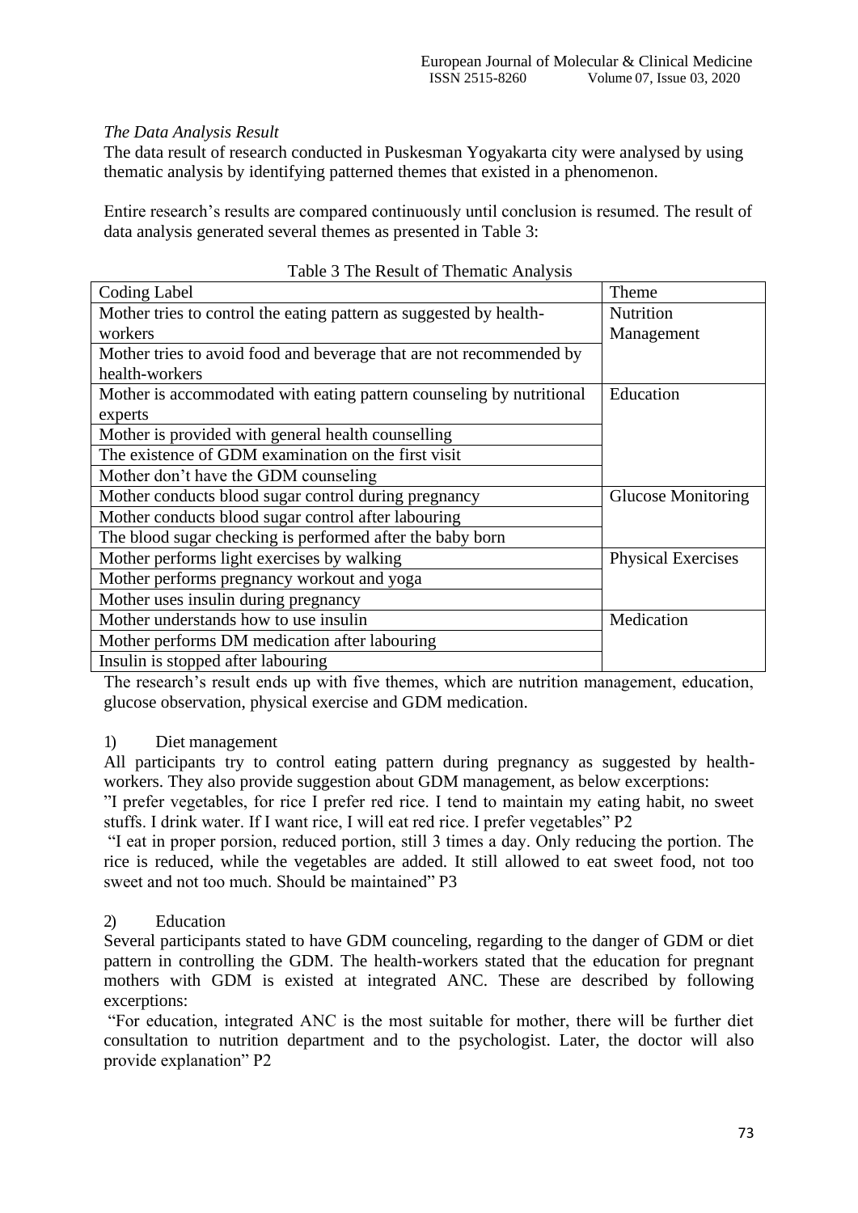*The Data Analysis Result*

The data result of research conducted in Puskesman Yogyakarta city were analysed by using thematic analysis by identifying patterned themes that existed in a phenomenon.

Entire research's results are compared continuously until conclusion is resumed. The result of data analysis generated several themes as presented in Table 3:

Table 3 The Result of Thematic Analysis

| Coding Label | Theme |
|---|---|
| Mother tries to control the eating pattern as suggested by health-workers | Nutrition Management |
| Mother tries to avoid food and beverage that are not recommended by health-workers | |
| Mother is accommodated with eating pattern counseling by nutritional experts | Education |
| Mother is provided with general health counselling | |
| The existence of GDM examination on the first visit | |
| Mother don't have the GDM counseling | |
| Mother conducts blood sugar control during pregnancy | Glucose Monitoring |
| Mother conducts blood sugar control after labouring | |
| The blood sugar checking is performed after the baby born | |
| Mother performs light exercises by walking | Physical Exercises |
| Mother performs pregnancy workout and yoga | |
| Mother uses insulin during pregnancy | |
| Mother understands how to use insulin | Medication |
| Mother performs DM medication after labouring | |
| Insulin is stopped after labouring | |

The research's result ends up with five themes, which are nutrition management, education, glucose observation, physical exercise and GDM medication.

1) Diet management

All participants try to control eating pattern during pregnancy as suggested by health-workers. They also provide suggestion about GDM management, as below excerptions:

"I prefer vegetables, for rice I prefer red rice. I tend to maintain my eating habit, no sweet stuffs. I drink water. If I want rice, I will eat red rice. I prefer vegetables" P2

"I eat in proper porsion, reduced portion, still 3 times a day. Only reducing the portion. The rice is reduced, while the vegetables are added. It still allowed to eat sweet food, not too sweet and not too much. Should be maintained" P3

2) Education

Several participants stated to have GDM counceling, regarding to the danger of GDM or diet pattern in controlling the GDM. The health-workers stated that the education for pregnant mothers with GDM is existed at integrated ANC. These are described by following excerptions:

"For education, integrated ANC is the most suitable for mother, there will be further diet consultation to nutrition department and to the psychologist. Later, the doctor will also provide explanation" P2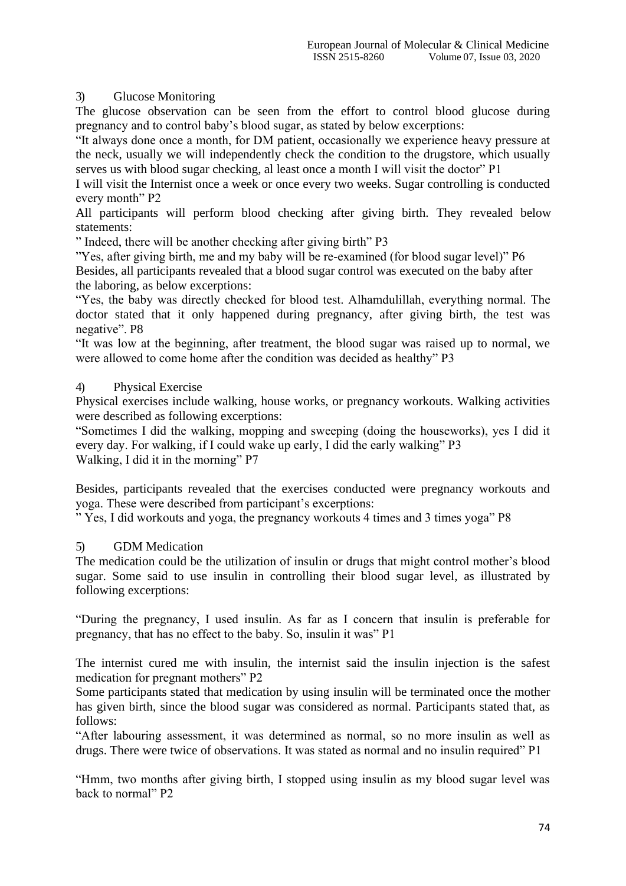3) Glucose Monitoring

The glucose observation can be seen from the effort to control blood glucose during pregnancy and to control baby's blood sugar, as stated by below excerptions:

"It always done once a month, for DM patient, occasionally we experience heavy pressure at the neck, usually we will independently check the condition to the drugstore, which usually serves us with blood sugar checking, al least once a month I will visit the doctor" P1

I will visit the Internist once a week or once every two weeks. Sugar controlling is conducted every month" P2

All participants will perform blood checking after giving birth. They revealed below statements:

" Indeed, there will be another checking after giving birth" P3

"Yes, after giving birth, me and my baby will be re-examined (for blood sugar level)" P6

Besides, all participants revealed that a blood sugar control was executed on the baby after the laboring, as below excerptions:

"Yes, the baby was directly checked for blood test. Alhamdulillah, everything normal. The doctor stated that it only happened during pregnancy, after giving birth, the test was negative". P8

"It was low at the beginning, after treatment, the blood sugar was raised up to normal, we were allowed to come home after the condition was decided as healthy" P3

4) Physical Exercise

Physical exercises include walking, house works, or pregnancy workouts. Walking activities were described as following excerptions:

"Sometimes I did the walking, mopping and sweeping (doing the houseworks), yes I did it every day. For walking, if I could wake up early, I did the early walking" P3

Walking, I did it in the morning" P7

Besides, participants revealed that the exercises conducted were pregnancy workouts and yoga. These were described from participant's excerptions:

" Yes, I did workouts and yoga, the pregnancy workouts 4 times and 3 times yoga" P8

5) GDM Medication

The medication could be the utilization of insulin or drugs that might control mother's blood sugar. Some said to use insulin in controlling their blood sugar level, as illustrated by following excerptions:

"During the pregnancy, I used insulin. As far as I concern that insulin is preferable for pregnancy, that has no effect to the baby. So, insulin it was" P1

The internist cured me with insulin, the internist said the insulin injection is the safest medication for pregnant mothers" P2

Some participants stated that medication by using insulin will be terminated once the mother has given birth, since the blood sugar was considered as normal. Participants stated that, as follows:

"After labouring assessment, it was determined as normal, so no more insulin as well as drugs. There were twice of observations. It was stated as normal and no insulin required" P1

"Hmm, two months after giving birth, I stopped using insulin as my blood sugar level was back to normal" P2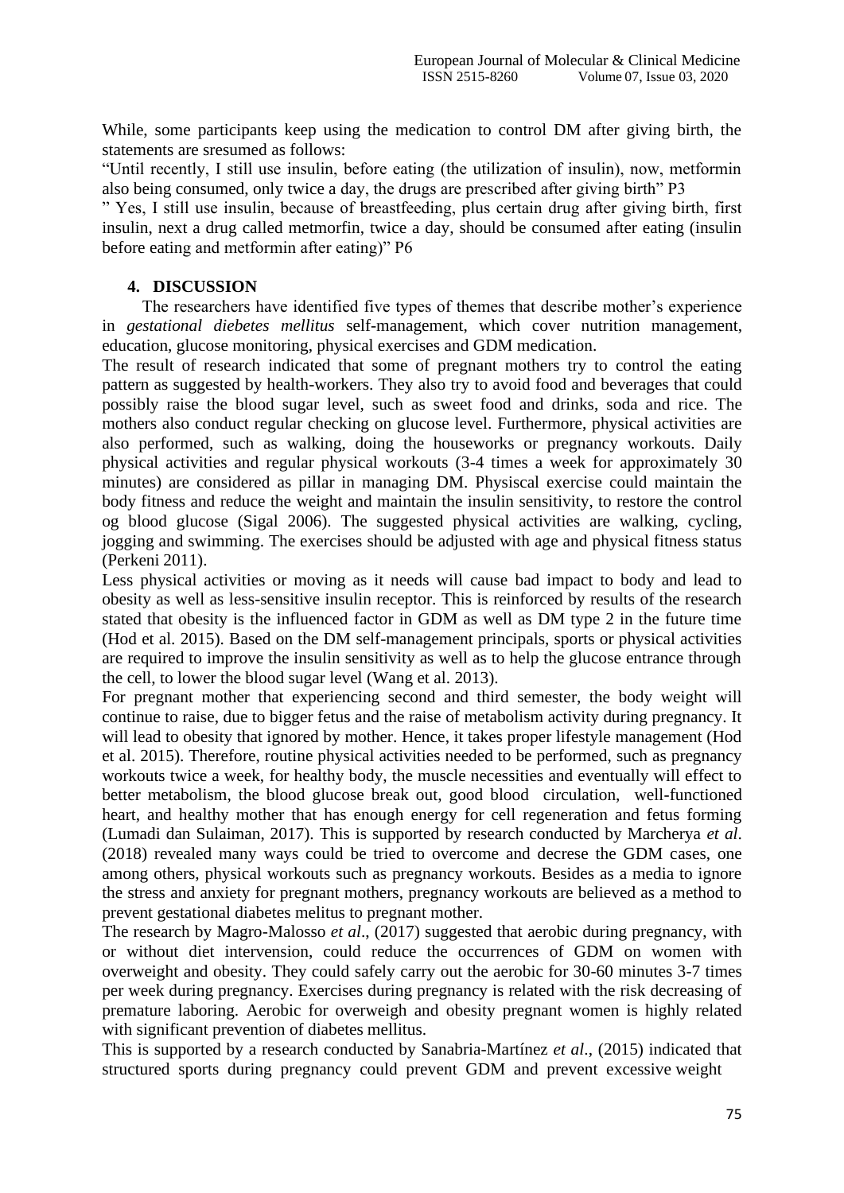While, some participants keep using the medication to control DM after giving birth, the statements are sresumed as follows:

"Until recently, I still use insulin, before eating (the utilization of insulin), now, metformin also being consumed, only twice a day, the drugs are prescribed after giving birth" P3

" Yes, I still use insulin, because of breastfeeding, plus certain drug after giving birth, first insulin, next a drug called metmorfin, twice a day, should be consumed after eating (insulin before eating and metformin after eating)" P6

## 4. DISCUSSION

The researchers have identified five types of themes that describe mother's experience in *gestational diebetes mellitus* self-management, which cover nutrition management, education, glucose monitoring, physical exercises and GDM medication.

The result of research indicated that some of pregnant mothers try to control the eating pattern as suggested by health-workers. They also try to avoid food and beverages that could possibly raise the blood sugar level, such as sweet food and drinks, soda and rice. The mothers also conduct regular checking on glucose level. Furthermore, physical activities are also performed, such as walking, doing the houseworks or pregnancy workouts. Daily physical activities and regular physical workouts (3-4 times a week for approximately 30 minutes) are considered as pillar in managing DM. Physiscal exercise could maintain the body fitness and reduce the weight and maintain the insulin sensitivity, to restore the control og blood glucose (Sigal 2006). The suggested physical activities are walking, cycling, jogging and swimming. The exercises should be adjusted with age and physical fitness status (Perkeni 2011).

Less physical activities or moving as it needs will cause bad impact to body and lead to obesity as well as less-sensitive insulin receptor. This is reinforced by results of the research stated that obesity is the influenced factor in GDM as well as DM type 2 in the future time (Hod et al. 2015). Based on the DM self-management principals, sports or physical activities are required to improve the insulin sensitivity as well as to help the glucose entrance through the cell, to lower the blood sugar level (Wang et al. 2013).

For pregnant mother that experiencing second and third semester, the body weight will continue to raise, due to bigger fetus and the raise of metabolism activity during pregnancy. It will lead to obesity that ignored by mother. Hence, it takes proper lifestyle management (Hod et al. 2015). Therefore, routine physical activities needed to be performed, such as pregnancy workouts twice a week, for healthy body, the muscle necessities and eventually will effect to better metabolism, the blood glucose break out, good blood circulation, well-functioned heart, and healthy mother that has enough energy for cell regeneration and fetus forming (Lumadi dan Sulaiman, 2017). This is supported by research conducted by Marcherya *et al.* (2018) revealed many ways could be tried to overcome and decrese the GDM cases, one among others, physical workouts such as pregnancy workouts. Besides as a media to ignore the stress and anxiety for pregnant mothers, pregnancy workouts are believed as a method to prevent gestational diabetes melitus to pregnant mother.

The research by Magro-Malosso *et al*., (2017) suggested that aerobic during pregnancy, with or without diet intervension, could reduce the occurrences of GDM on women with overweight and obesity. They could safely carry out the aerobic for 30-60 minutes 3-7 times per week during pregnancy. Exercises during pregnancy is related with the risk decreasing of premature laboring. Aerobic for overweigh and obesity pregnant women is highly related with significant prevention of diabetes mellitus.

This is supported by a research conducted by Sanabria-Martínez *et al*., (2015) indicated that structured sports during pregnancy could prevent GDM and prevent excessive weight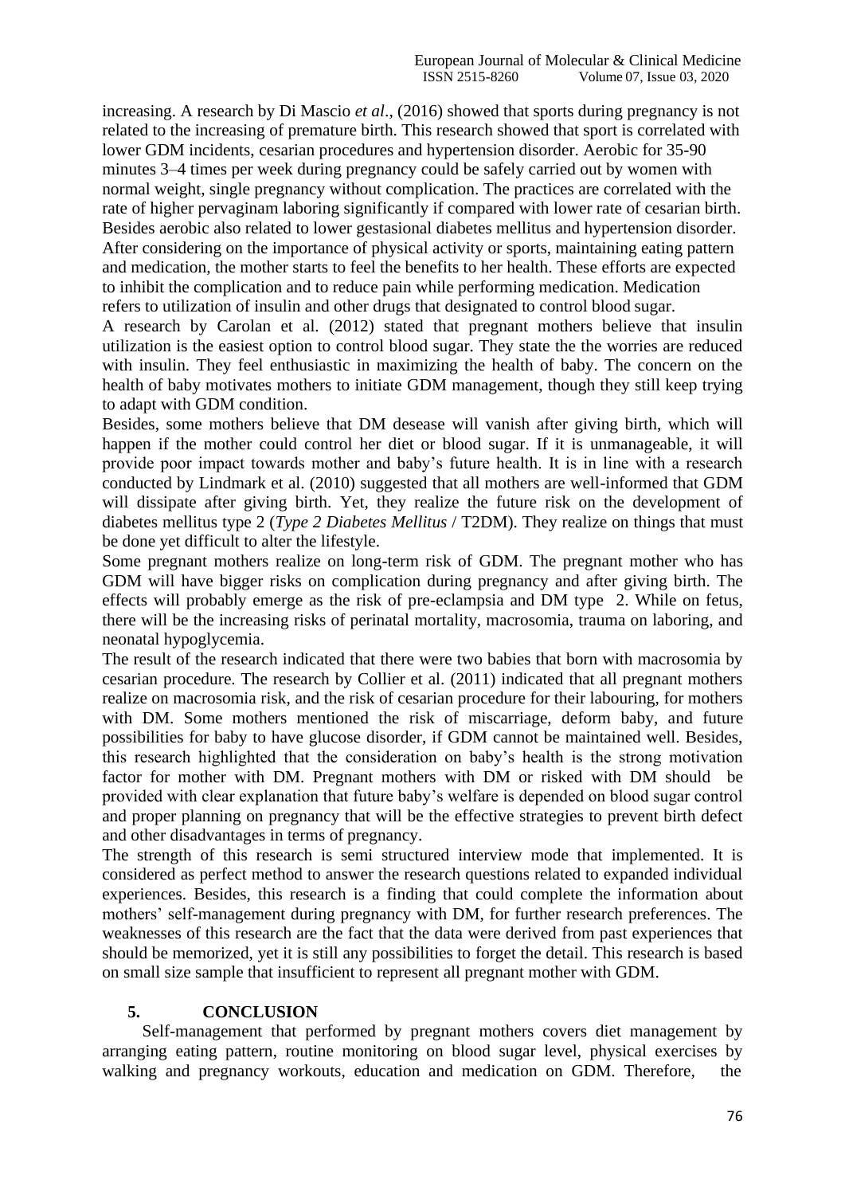increasing. A research by Di Mascio *et al*., (2016) showed that sports during pregnancy is not related to the increasing of premature birth. This research showed that sport is correlated with lower GDM incidents, cesarian procedures and hypertension disorder. Aerobic for 35-90 minutes 3–4 times per week during pregnancy could be safely carried out by women with normal weight, single pregnancy without complication. The practices are correlated with the rate of higher pervaginam laboring significantly if compared with lower rate of cesarian birth. Besides aerobic also related to lower gestasional diabetes mellitus and hypertension disorder. After considering on the importance of physical activity or sports, maintaining eating pattern and medication, the mother starts to feel the benefits to her health. These efforts are expected to inhibit the complication and to reduce pain while performing medication. Medication refers to utilization of insulin and other drugs that designated to control blood sugar.

A research by Carolan et al. (2012) stated that pregnant mothers believe that insulin utilization is the easiest option to control blood sugar. They state the the worries are reduced with insulin. They feel enthusiastic in maximizing the health of baby. The concern on the health of baby motivates mothers to initiate GDM management, though they still keep trying to adapt with GDM condition.

Besides, some mothers believe that DM desease will vanish after giving birth, which will happen if the mother could control her diet or blood sugar. If it is unmanageable, it will provide poor impact towards mother and baby's future health. It is in line with a research conducted by Lindmark et al. (2010) suggested that all mothers are well-informed that GDM will dissipate after giving birth. Yet, they realize the future risk on the development of diabetes mellitus type 2 (*Type 2 Diabetes Mellitus* / T2DM). They realize on things that must be done yet difficult to alter the lifestyle.

Some pregnant mothers realize on long-term risk of GDM. The pregnant mother who has GDM will have bigger risks on complication during pregnancy and after giving birth. The effects will probably emerge as the risk of pre-eclampsia and DM type 2. While on fetus, there will be the increasing risks of perinatal mortality, macrosomia, trauma on laboring, and neonatal hypoglycemia.

The result of the research indicated that there were two babies that born with macrosomia by cesarian procedure. The research by Collier et al. (2011) indicated that all pregnant mothers realize on macrosomia risk, and the risk of cesarian procedure for their labouring, for mothers with DM. Some mothers mentioned the risk of miscarriage, deform baby, and future possibilities for baby to have glucose disorder, if GDM cannot be maintained well. Besides, this research highlighted that the consideration on baby's health is the strong motivation factor for mother with DM. Pregnant mothers with DM or risked with DM should be provided with clear explanation that future baby's welfare is depended on blood sugar control and proper planning on pregnancy that will be the effective strategies to prevent birth defect and other disadvantages in terms of pregnancy.

The strength of this research is semi structured interview mode that implemented. It is considered as perfect method to answer the research questions related to expanded individual experiences. Besides, this research is a finding that could complete the information about mothers' self-management during pregnancy with DM, for further research preferences. The weaknesses of this research are the fact that the data were derived from past experiences that should be memorized, yet it is still any possibilities to forget the detail. This research is based on small size sample that insufficient to represent all pregnant mother with GDM.

## 5. CONCLUSION

Self-management that performed by pregnant mothers covers diet management by arranging eating pattern, routine monitoring on blood sugar level, physical exercises by walking and pregnancy workouts, education and medication on GDM. Therefore, the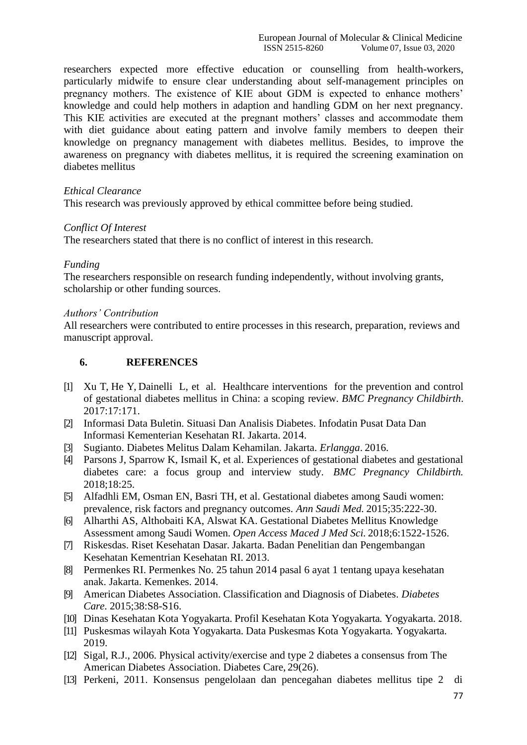researchers expected more effective education or counselling from health-workers, particularly midwife to ensure clear understanding about self-management principles on pregnancy mothers. The existence of KIE about GDM is expected to enhance mothers' knowledge and could help mothers in adaption and handling GDM on her next pregnancy. This KIE activities are executed at the pregnant mothers' classes and accommodate them with diet guidance about eating pattern and involve family members to deepen their knowledge on pregnancy management with diabetes mellitus. Besides, to improve the awareness on pregnancy with diabetes mellitus, it is required the screening examination on diabetes mellitus

*Ethical Clearance*

This research was previously approved by ethical committee before being studied.

*Conflict Of Interest*

The researchers stated that there is no conflict of interest in this research.

*Funding*

The researchers responsible on research funding independently, without involving grants, scholarship or other funding sources.

*Authors' Contribution*

All researchers were contributed to entire processes in this research, preparation, reviews and manuscript approval.

## 6. REFERENCES

[1] Xu T, He Y, Dainelli L, et al. Healthcare interventions for the prevention and control of gestational diabetes mellitus in China: a scoping review. *BMC Pregnancy Childbirth*. 2017:17:171.

[2] Informasi Data Buletin. Situasi Dan Analisis Diabetes. Infodatin Pusat Data Dan Informasi Kementerian Kesehatan RI. Jakarta. 2014.

[3] Sugianto. Diabetes Melitus Dalam Kehamilan. Jakarta. *Erlangga*. 2016.

[4] Parsons J, Sparrow K, Ismail K, et al. Experiences of gestational diabetes and gestational diabetes care: a focus group and interview study. *BMC Pregnancy Childbirth.* 2018;18:25.

[5] Alfadhli EM, Osman EN, Basri TH, et al. Gestational diabetes among Saudi women: prevalence, risk factors and pregnancy outcomes. *Ann Saudi Med*. 2015;35:222-30.

[6] Alharthi AS, Althobaiti KA, Alswat KA. Gestational Diabetes Mellitus Knowledge Assessment among Saudi Women. *Open Access Maced J Med Sci.* 2018;6:1522-1526.

[7] Riskesdas. Riset Kesehatan Dasar. Jakarta. Badan Penelitian dan Pengembangan Kesehatan Kementrian Kesehatan RI. 2013.

[8] Permenkes RI. Permenkes No. 25 tahun 2014 pasal 6 ayat 1 tentang upaya kesehatan anak. Jakarta. Kemenkes. 2014.

[9] American Diabetes Association. Classification and Diagnosis of Diabetes. *Diabetes Care*. 2015;38:S8-S16.

[10] Dinas Kesehatan Kota Yogyakarta. Profil Kesehatan Kota Yogyakarta. Yogyakarta. 2018.

[11] Puskesmas wilayah Kota Yogyakarta. Data Puskesmas Kota Yogyakarta. Yogyakarta. 2019.

[12] Sigal, R.J., 2006. Physical activity/exercise and type 2 diabetes a consensus from The American Diabetes Association. Diabetes Care, 29(26).

[13] Perkeni, 2011. Konsensus pengelolaan dan pencegahan diabetes mellitus tipe 2 di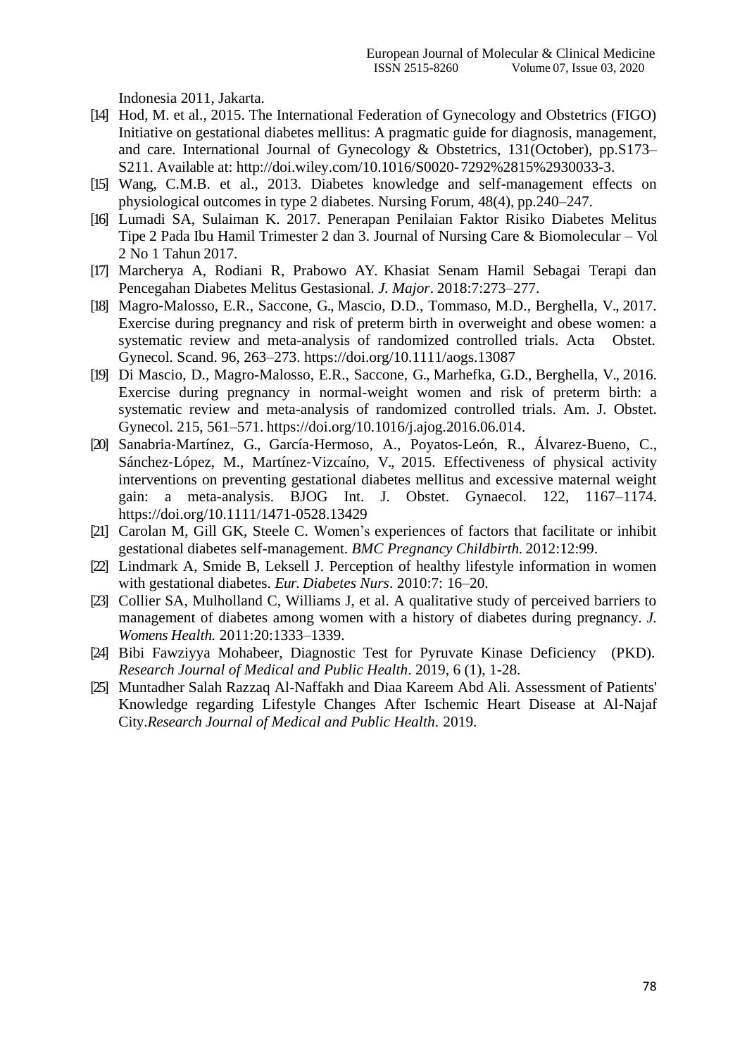Indonesia 2011, Jakarta.

[14] Hod, M. et al., 2015. The International Federation of Gynecology and Obstetrics (FIGO) Initiative on gestational diabetes mellitus: A pragmatic guide for diagnosis, management, and care. International Journal of Gynecology & Obstetrics, 131(October), pp.S173–S211. Available at: http://doi.wiley.com/10.1016/S0020-7292%2815%2930033-3.

[15] Wang, C.M.B. et al., 2013. Diabetes knowledge and self-management effects on physiological outcomes in type 2 diabetes. Nursing Forum, 48(4), pp.240–247.

[16] Lumadi SA, Sulaiman K. 2017. Penerapan Penilaian Faktor Risiko Diabetes Melitus Tipe 2 Pada Ibu Hamil Trimester 2 dan 3. Journal of Nursing Care & Biomolecular – Vol 2 No 1 Tahun 2017.

[17] Marcherya A, Rodiani R, Prabowo AY. Khasiat Senam Hamil Sebagai Terapi dan Pencegahan Diabetes Melitus Gestasional. *J. Major*. 2018:7:273–277.

[18] Magro-Malosso, E.R., Saccone, G., Mascio, D.D., Tommaso, M.D., Berghella, V., 2017. Exercise during pregnancy and risk of preterm birth in overweight and obese women: a systematic review and meta-analysis of randomized controlled trials. Acta Obstet. Gynecol. Scand. 96, 263–273. https://doi.org/10.1111/aogs.13087

[19] Di Mascio, D., Magro-Malosso, E.R., Saccone, G., Marhefka, G.D., Berghella, V., 2016. Exercise during pregnancy in normal-weight women and risk of preterm birth: a systematic review and meta-analysis of randomized controlled trials. Am. J. Obstet. Gynecol. 215, 561–571. https://doi.org/10.1016/j.ajog.2016.06.014.

[20] Sanabria-Martínez, G., García-Hermoso, A., Poyatos-León, R., Álvarez-Bueno, C., Sánchez-López, M., Martínez-Vizcaíno, V., 2015. Effectiveness of physical activity interventions on preventing gestational diabetes mellitus and excessive maternal weight gain: a meta-analysis. BJOG Int. J. Obstet. Gynaecol. 122, 1167–1174. https://doi.org/10.1111/1471-0528.13429

[21] Carolan M, Gill GK, Steele C. Women's experiences of factors that facilitate or inhibit gestational diabetes self-management. *BMC Pregnancy Childbirth*. 2012:12:99.

[22] Lindmark A, Smide B, Leksell J. Perception of healthy lifestyle information in women with gestational diabetes. *Eur. Diabetes Nurs*. 2010:7: 16–20.

[23] Collier SA, Mulholland C, Williams J, et al. A qualitative study of perceived barriers to management of diabetes among women with a history of diabetes during pregnancy. *J. Womens Health.* 2011:20:1333–1339.

[24] Bibi Fawziyya Mohabeer, Diagnostic Test for Pyruvate Kinase Deficiency (PKD). *Research Journal of Medical and Public Health*. 2019, 6 (1), 1-28.

[25] Muntadher Salah Razzaq Al-Naffakh and Diaa Kareem Abd Ali. Assessment of Patients' Knowledge regarding Lifestyle Changes After Ischemic Heart Disease at Al-Najaf City.*Research Journal of Medical and Public Health*. 2019.